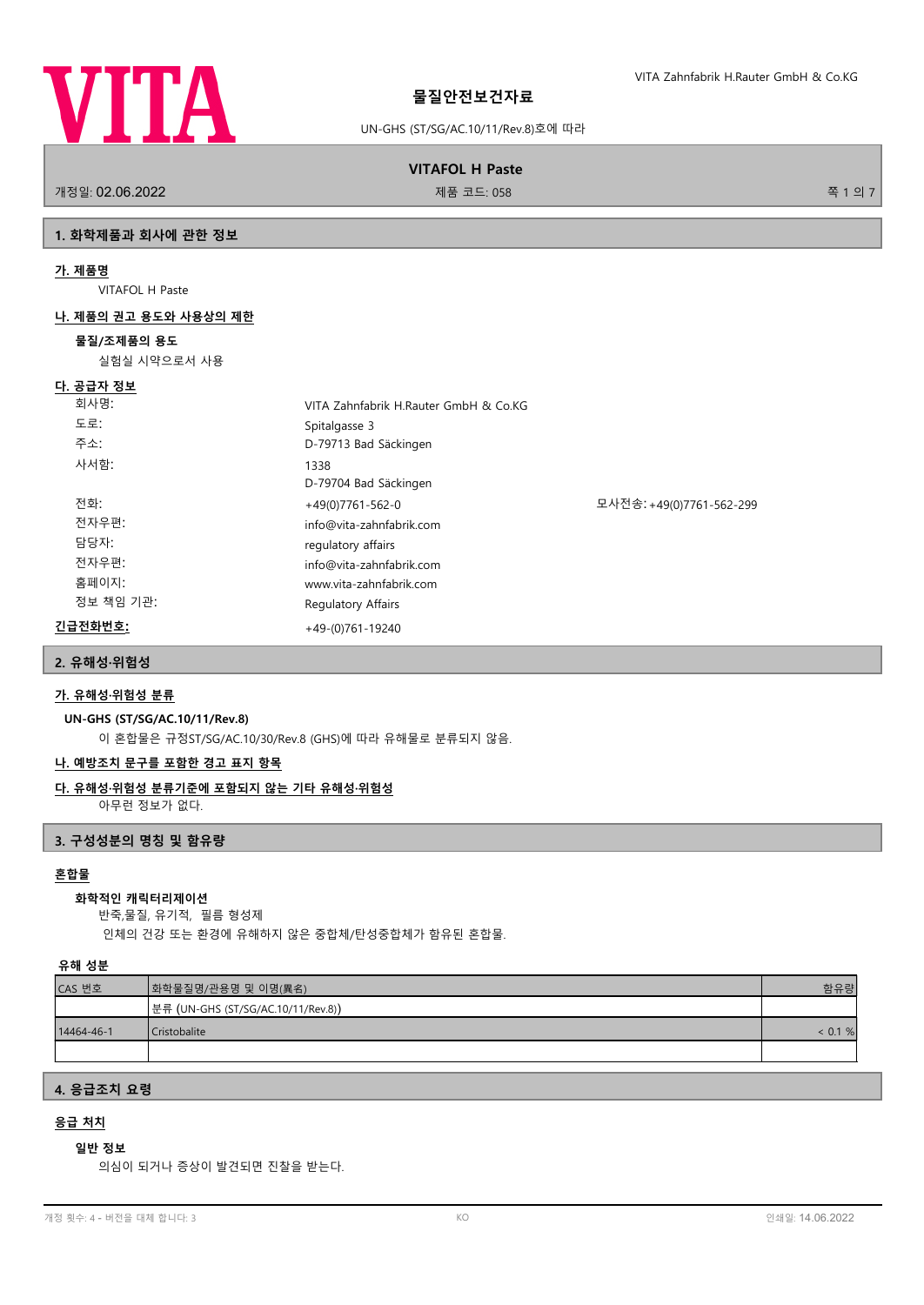# 물질안전보건자료

UN-GHS (ST/SG/AC.10/11/Rev.8)호에 따라

## VITAFOL H Paste

개정일: 02.06.2022 | 제품 코드: 058

## 1. 화학제품과 회사에 관한 정보

### 가. 제품명

VITAFOL H Paste

### 나. 제품의 권고 용도와 사용상의 제한

**물질/조제품의 용도**

실험실 시약으로서 사용

### 다. 공급자 정보

| | | |
|---|---|---|
| 회사명: | VITA Zahnfabrik H.Rauter GmbH & Co.KG | |
| 도로: | Spitalgasse 3 | |
| 주소: | D-79713 Bad Säckingen | |
| 사서함: | 1338<br>D-79704 Bad Säckingen | |
| 전화: | +49(0)7761-562-0 | 모사전송: +49(0)7761-562-299 |
| 전자우편: | info@vita-zahnfabrik.com | |
| 담당자: | regulatory affairs | |
| 전자우편: | info@vita-zahnfabrik.com | |
| 홈페이지: | www.vita-zahnfabrik.com | |
| 정보 책임 기관: | Regulatory Affairs | |

**긴급전화번호:** +49-(0)761-19240

## 2. 유해성·위험성

### 가. 유해성·위험성 분류

**UN-GHS (ST/SG/AC.10/11/Rev.8)**

이 혼합물은 규정ST/SG/AC.10/30/Rev.8 (GHS)에 따라 유해물로 분류되지 않음.

### 나. 예방조치 문구를 포함한 경고 표지 항목

### 다. 유해성·위험성 분류기준에 포함되지 않는 기타 유해성·위험성

아무런 정보가 없다.

## 3. 구성성분의 명칭 및 함유량

### 혼합물

**화학적인 캐릭터리제이션**

반죽,물질, 유기적, 필름 형성제

인체의 건강 또는 환경에 유해하지 않은 중합체/탄성중합체가 함유된 혼합물.

**유해 성분**

| CAS 번호 | 화학물질명/관용명 및 이명(異名) | 함유량 |
|---|---|---|
| | 분류 (UN-GHS (ST/SG/AC.10/11/Rev.8)) | |
| 14464-46-1 | Cristobalite | < 0.1 % |
| | | |

## 4. 응급조치 요령

### 응급 처치

**일반 정보**

의심이 되거나 증상이 발견되면 진찰을 받는다.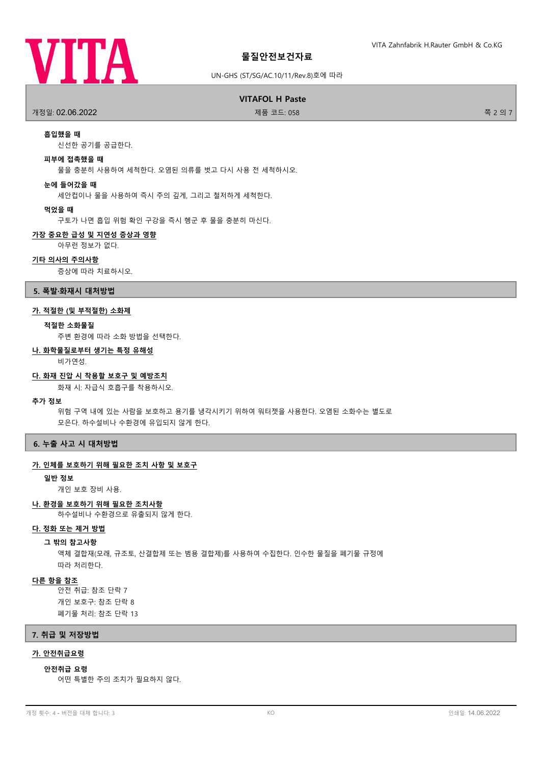**흡입했을 때**

신선한 공기를 공급한다.

**피부에 접촉했을 때**

물을 충분히 사용하여 세척한다. 오염된 의류를 벗고 다시 사용 전 세척하시오.

**눈에 들어갔을 때**

세안컵이나 물을 사용하여 즉시 주의 깊게, 그리고 철저하게 세척한다.

**먹었을 때**

구토가 나면 흡입 위험 확인 구강을 즉시 헹군 후 물을 충분히 마신다.

**가장 중요한 급성 및 지연성 증상과 영향**

아무런 정보가 없다.

**기타 의사의 주의사항**

증상에 따라 치료하시오.

## 5. 폭발·화재시 대처방법

**가. 적절한 (및 부적절한) 소화제**

**적절한 소화물질**

주변 환경에 따라 소화 방법을 선택한다.

**나. 화학물질로부터 생기는 특정 유해성**

비가연성.

**다. 화재 진압 시 착용할 보호구 및 예방조치**

화재 시: 자급식 호흡구를 착용하시오.

**추가 정보**

위험 구역 내에 있는 사람을 보호하고 용기를 냉각시키기 위하여 워터젯을 사용한다. 오염된 소화수는 별도로 모은다. 하수설비나 수환경에 유입되지 않게 한다.

## 6. 누출 사고 시 대처방법

**가. 인체를 보호하기 위해 필요한 조치 사항 및 보호구**

**일반 정보**

개인 보호 장비 사용.

**나. 환경을 보호하기 위해 필요한 조치사항**

하수설비나 수환경으로 유출되지 않게 한다.

**다. 정화 또는 제거 방법**

**그 밖의 참고사항**

액체 결합재(모래, 규조토, 산결합제 또는 범용 결합제)를 사용하여 수집한다. 인수한 물질을 폐기물 규정에 따라 처리한다.

**다른 항을 참조**

안전 취급: 참조 단락 7
개인 보호구: 참조 단락 8
폐기물 처리: 참조 단락 13

## 7. 취급 및 저장방법

**가. 안전취급요령**

**안전취급 요령**

어떤 특별한 주의 조치가 필요하지 않다.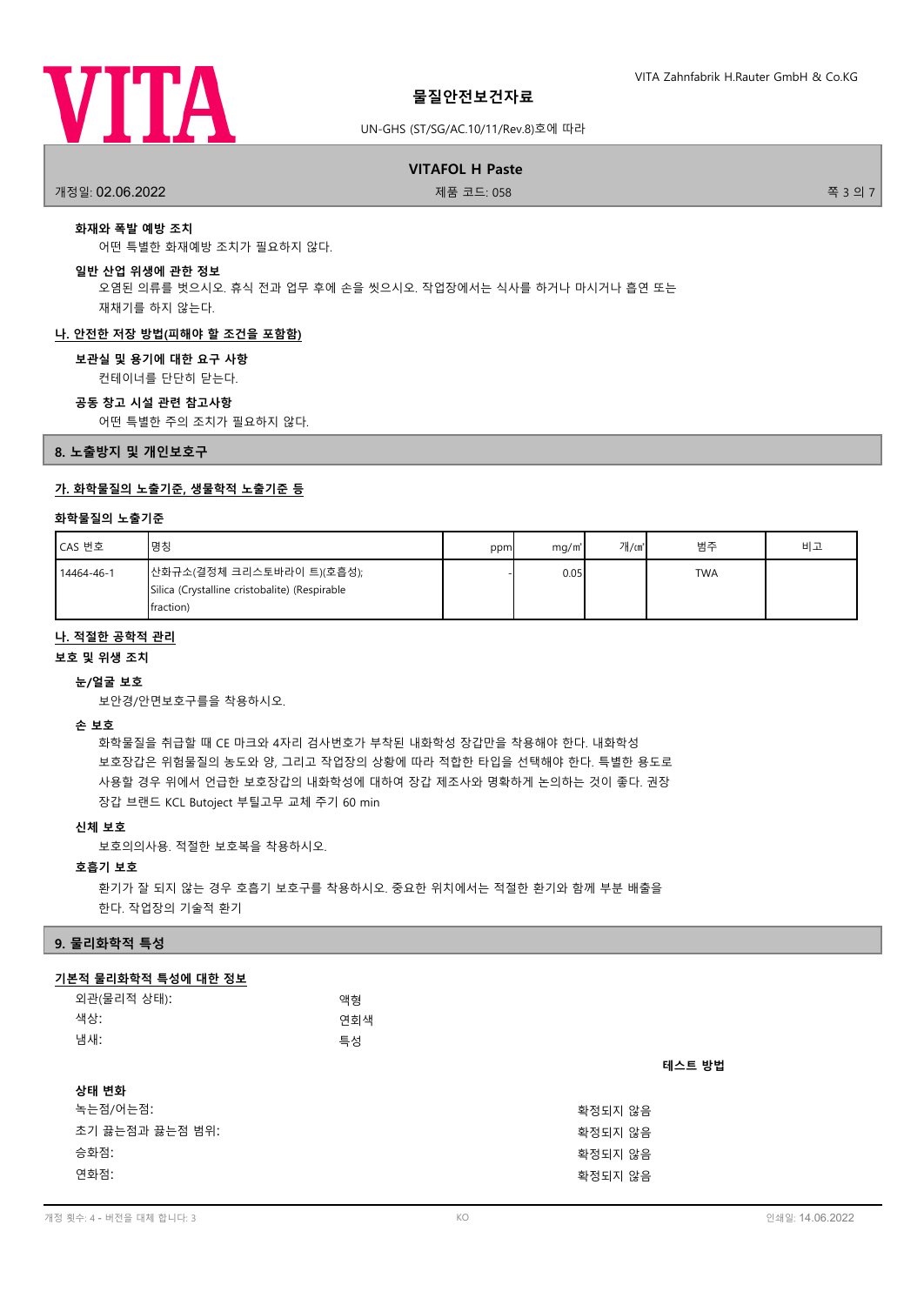**화재와 폭발 예방 조치**

어떤 특별한 화재예방 조치가 필요하지 않다.

**일반 산업 위생에 관한 정보**

오염된 의류를 벗으시오. 휴식 전과 업무 후에 손을 씻으시오. 작업장에서는 식사를 하거나 마시거나 흡연 또는 재채기를 하지 않는다.

## 나. 안전한 저장 방법(피해야 할 조건을 포함함)

**보관실 및 용기에 대한 요구 사항**

컨테이너를 단단히 닫는다.

**공동 창고 시설 관련 참고사항**

어떤 특별한 주의 조치가 필요하지 않다.

# 8. 노출방지 및 개인보호구

## 가. 화학물질의 노출기준, 생물학적 노출기준 등

**화학물질의 노출기준**

| CAS 번호 | 명칭 | ppm | mg/㎥ | 개/㎤ | 범주 | 비고 |
|---|---|---|---|---|---|---|
| 14464-46-1 | 산화규소(결정체 크리스토바라이 트)(호흡성); Silica (Crystalline cristobalite) (Respirable fraction) | - | 0.05 | | TWA | |

## 나. 적절한 공학적 관리

**보호 및 위생 조치**

**눈/얼굴 보호**

보안경/안면보호구를 착용하시오.

**손 보호**

화학물질을 취급할 때 CE 마크와 4자리 검사번호가 부착된 내화학성 장갑만을 착용해야 한다. 내화학성 보호장갑은 위험물질의 농도와 양, 그리고 작업장의 상황에 따라 적합한 타입을 선택해야 한다. 특별한 용도로 사용할 경우 위에서 언급한 보호장갑의 내화학성에 대하여 장갑 제조사와 명확하게 논의하는 것이 좋다. 권장 장갑 브랜드 KCL Butoject 부틸고무 교체 주기 60 min

**신체 보호**

보호의의사용. 적절한 보호복을 착용하시오.

**호흡기 보호**

환기가 잘 되지 않는 경우 호흡기 보호구를 착용하시오. 중요한 위치에서는 적절한 환기와 함께 부분 배출을 한다. 작업장의 기술적 환기

# 9. 물리화학적 특성

## 기본적 물리화학적 특성에 대한 정보

| | | |
|---|---|---|
| 외관(물리적 상태): | 액형 | |
| 색상: | 연회색 | |
| 냄새: | 특성 | |
| | | **테스트 방법** |
| **상태 변화** | | |
| 녹는점/어는점: | 확정되지 않음 | |
| 초기 끓는점과 끓는점 범위: | 확정되지 않음 | |
| 승화점: | 확정되지 않음 | |
| 연화점: | 확정되지 않음 | |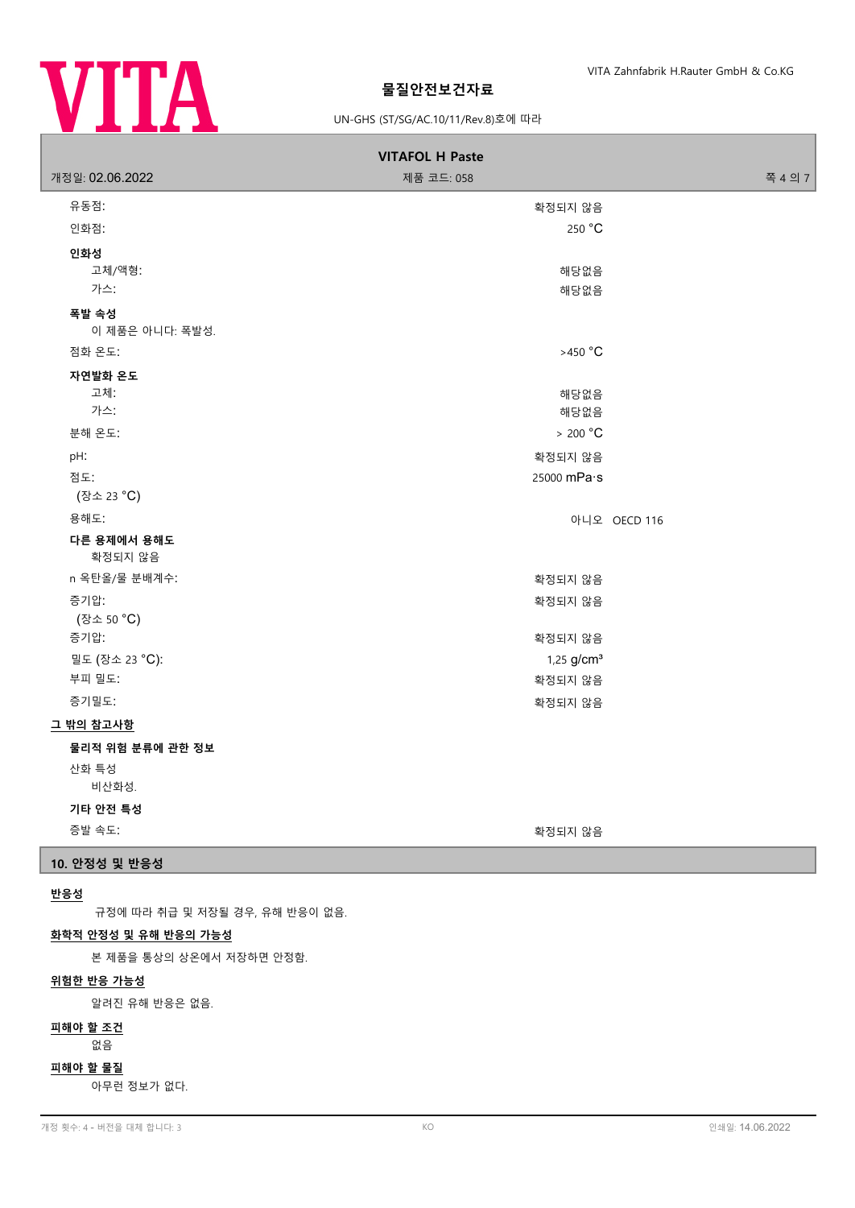| | |
|---|---|
| 유동점: | 확정되지 않음 |
| 인화점: | 250 °C |

**인화성**

| | |
|---|---|
| 고체/액형: | 해당없음 |
| 가스: | 해당없음 |

**폭발 속성**

이 제품은 아니다: 폭발성.

| | |
|---|---|
| 점화 온도: | >450 °C |

**자연발화 온도**

| | | |
|---|---|---|
| 고체: | 해당없음 | |
| 가스: | 해당없음 | |
| 분해 온도: | > 200 °C | |
| pH: | 확정되지 않음 | |
| 점도:<br>(장소 23 °C) | 25000 mPa·s | |
| 용해도: | 아니오 | OECD 116 |

**다른 용제에서 용해도**

확정되지 않음

| | |
|---|---|
| n 옥탄올/물 분배계수: | 확정되지 않음 |
| 증기압:<br>(장소 50 °C) | 확정되지 않음 |
| 증기압: | 확정되지 않음 |
| 밀도 (장소 23 °C): | 1,25 g/cm³ |
| 부피 밀도: | 확정되지 않음 |
| 증기밀도: | 확정되지 않음 |

**그 밖의 참고사항**

**물리적 위험 분류에 관한 정보**

산화 특성

비산화성.

**기타 안전 특성**

| | |
|---|---|
| 증발 속도: | 확정되지 않음 |

## 10. 안정성 및 반응성

**반응성**

규정에 따라 취급 및 저장될 경우, 유해 반응이 없음.

**화학적 안정성 및 유해 반응의 가능성**

본 제품을 통상의 상온에서 저장하면 안정함.

**위험한 반응 가능성**

알려진 유해 반응은 없음.

**피해야 할 조건**

없음

**피해야 할 물질**

아무런 정보가 없다.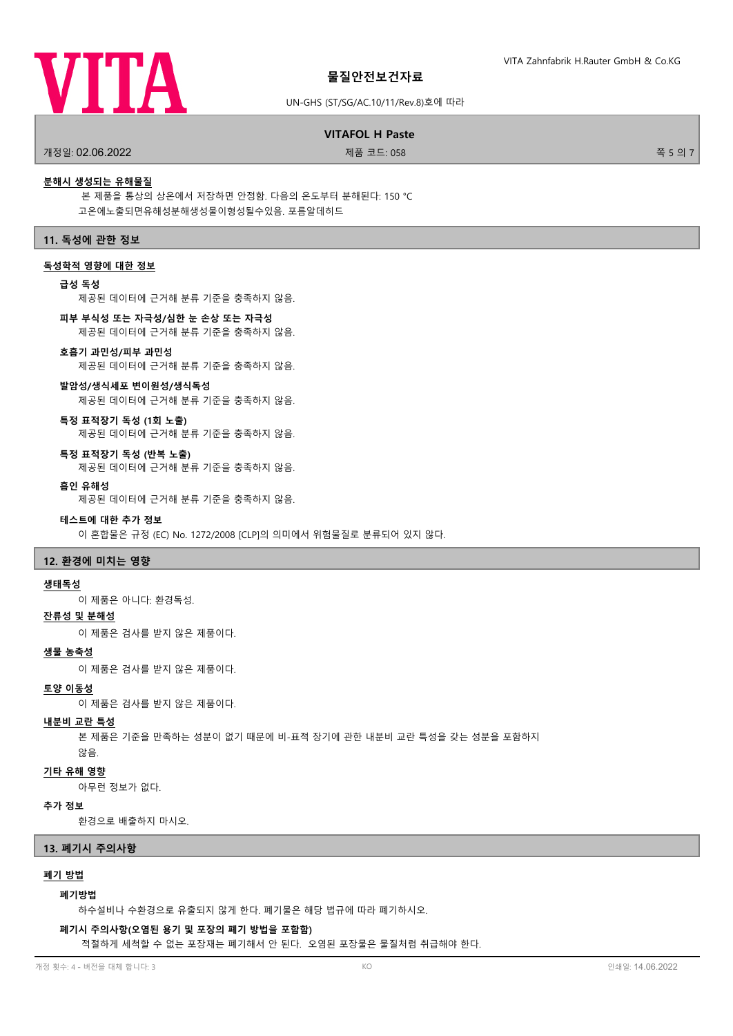**분해시 생성되는 유해물질**

본 제품을 통상의 상온에서 저장하면 안정함. 다음의 온도부터 분해된다: 150 °C

고온에노출되면유해성분해생성물이형성될수있음. 포름알데히드

## 11. 독성에 관한 정보

**독성학적 영향에 대한 정보**

**급성 독성**

제공된 데이터에 근거해 분류 기준을 충족하지 않음.

**피부 부식성 또는 자극성/심한 눈 손상 또는 자극성**

제공된 데이터에 근거해 분류 기준을 충족하지 않음.

**호흡기 과민성/피부 과민성**

제공된 데이터에 근거해 분류 기준을 충족하지 않음.

**발암성/생식세포 변이원성/생식독성**

제공된 데이터에 근거해 분류 기준을 충족하지 않음.

**특정 표적장기 독성 (1회 노출)**

제공된 데이터에 근거해 분류 기준을 충족하지 않음.

**특정 표적장기 독성 (반복 노출)**

제공된 데이터에 근거해 분류 기준을 충족하지 않음.

**흡인 유해성**

제공된 데이터에 근거해 분류 기준을 충족하지 않음.

**테스트에 대한 추가 정보**

이 혼합물은 규정 (EC) No. 1272/2008 [CLP]의 의미에서 위험물질로 분류되어 있지 않다.

## 12. 환경에 미치는 영향

**생태독성**

이 제품은 아니다: 환경독성.

**잔류성 및 분해성**

이 제품은 검사를 받지 않은 제품이다.

**생물 농축성**

이 제품은 검사를 받지 않은 제품이다.

**토양 이동성**

이 제품은 검사를 받지 않은 제품이다.

**내분비 교란 특성**

본 제품은 기준을 만족하는 성분이 없기 때문에 비-표적 장기에 관한 내분비 교란 특성을 갖는 성분을 포함하지 않음.

**기타 유해 영향**

아무런 정보가 없다.

**추가 정보**

환경으로 배출하지 마시오.

## 13. 폐기시 주의사항

**폐기 방법**

**폐기방법**

하수설비나 수환경으로 유출되지 않게 한다. 폐기물은 해당 법규에 따라 폐기하시오.

**폐기시 주의사항(오염된 용기 및 포장의 폐기 방법을 포함함)**

적절하게 세척할 수 없는 포장재는 폐기해서 안 된다. 오염된 포장물은 물질처럼 취급해야 한다.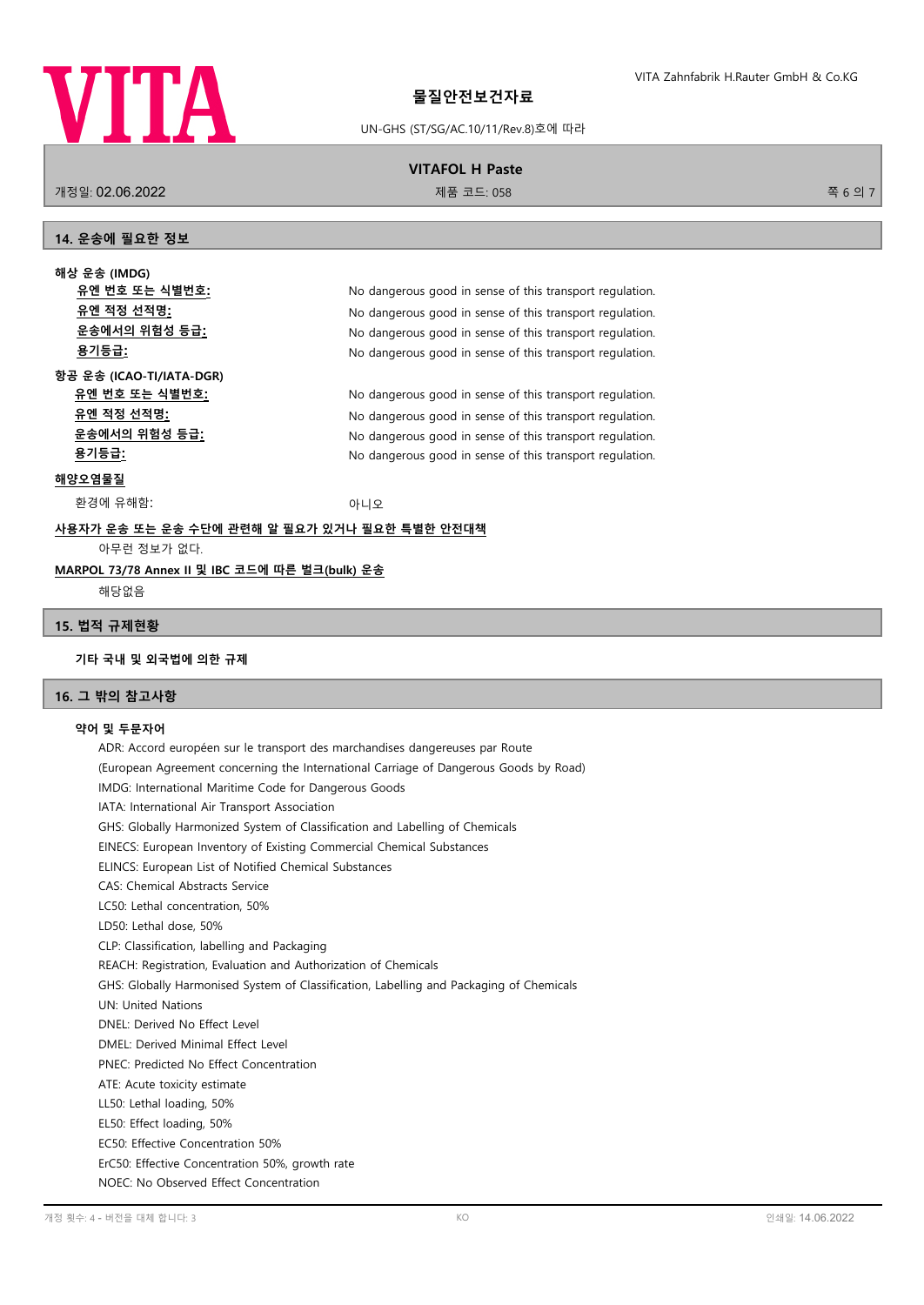## 14. 운송에 필요한 정보

**해상 운송 (IMDG)**

| | |
|---|---|
| **유엔 번호 또는 식별번호:** | No dangerous good in sense of this transport regulation. |
| **유엔 적정 선적명:** | No dangerous good in sense of this transport regulation. |
| **운송에서의 위험성 등급:** | No dangerous good in sense of this transport regulation. |
| **용기등급:** | No dangerous good in sense of this transport regulation. |

**항공 운송 (ICAO-TI/IATA-DGR)**

| | |
|---|---|
| **유엔 번호 또는 식별번호:** | No dangerous good in sense of this transport regulation. |
| **유엔 적정 선적명:** | No dangerous good in sense of this transport regulation. |
| **운송에서의 위험성 등급:** | No dangerous good in sense of this transport regulation. |
| **용기등급:** | No dangerous good in sense of this transport regulation. |

**해양오염물질**

환경에 유해함: 아니오

**사용자가 운송 또는 운송 수단에 관련해 알 필요가 있거나 필요한 특별한 안전대책**

아무런 정보가 없다.

**MARPOL 73/78 Annex II 및 IBC 코드에 따른 벌크(bulk) 운송**

해당없음

## 15. 법적 규제현황

**기타 국내 및 외국법에 의한 규제**

## 16. 그 밖의 참고사항

**약어 및 두문자어**

ADR: Accord européen sur le transport des marchandises dangereuses par Route
(European Agreement concerning the International Carriage of Dangerous Goods by Road)
IMDG: International Maritime Code for Dangerous Goods
IATA: International Air Transport Association
GHS: Globally Harmonized System of Classification and Labelling of Chemicals
EINECS: European Inventory of Existing Commercial Chemical Substances
ELINCS: European List of Notified Chemical Substances
CAS: Chemical Abstracts Service
LC50: Lethal concentration, 50%
LD50: Lethal dose, 50%
CLP: Classification, labelling and Packaging
REACH: Registration, Evaluation and Authorization of Chemicals
GHS: Globally Harmonised System of Classification, Labelling and Packaging of Chemicals
UN: United Nations
DNEL: Derived No Effect Level
DMEL: Derived Minimal Effect Level
PNEC: Predicted No Effect Concentration
ATE: Acute toxicity estimate
LL50: Lethal loading, 50%
EL50: Effect loading, 50%
EC50: Effective Concentration 50%
ErC50: Effective Concentration 50%, growth rate
NOEC: No Observed Effect Concentration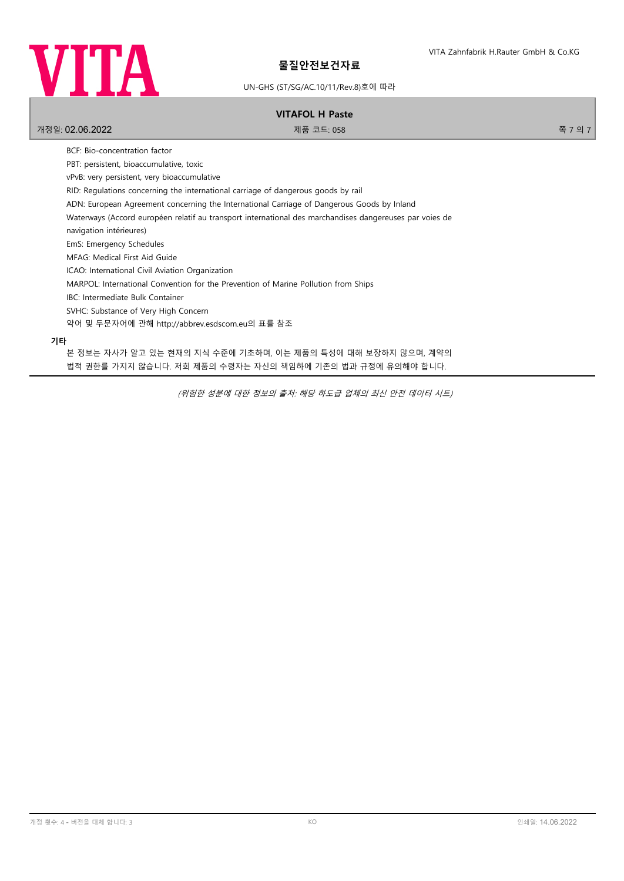BCF: Bio-concentration factor

PBT: persistent, bioaccumulative, toxic

vPvB: very persistent, very bioaccumulative

RID: Regulations concerning the international carriage of dangerous goods by rail

ADN: European Agreement concerning the International Carriage of Dangerous Goods by Inland Waterways (Accord européen relatif au transport international des marchandises dangereuses par voies de navigation intérieures)

EmS: Emergency Schedules

MFAG: Medical First Aid Guide

ICAO: International Civil Aviation Organization

MARPOL: International Convention for the Prevention of Marine Pollution from Ships

IBC: Intermediate Bulk Container

SVHC: Substance of Very High Concern

약어 및 두문자어에 관해 http://abbrev.esdscom.eu의 표를 참조

**기타**

본 정보는 자사가 알고 있는 현재의 지식 수준에 기초하며, 이는 제품의 특성에 대해 보장하지 않으며, 계약의 법적 권한를 가지지 않습니다. 저희 제품의 수령자는 자신의 책임하에 기존의 법과 규정에 유의해야 합니다.

*(위험한 성분에 대한 정보의 출처: 해당 하도급 업체의 최신 안전 데이터 시트)*